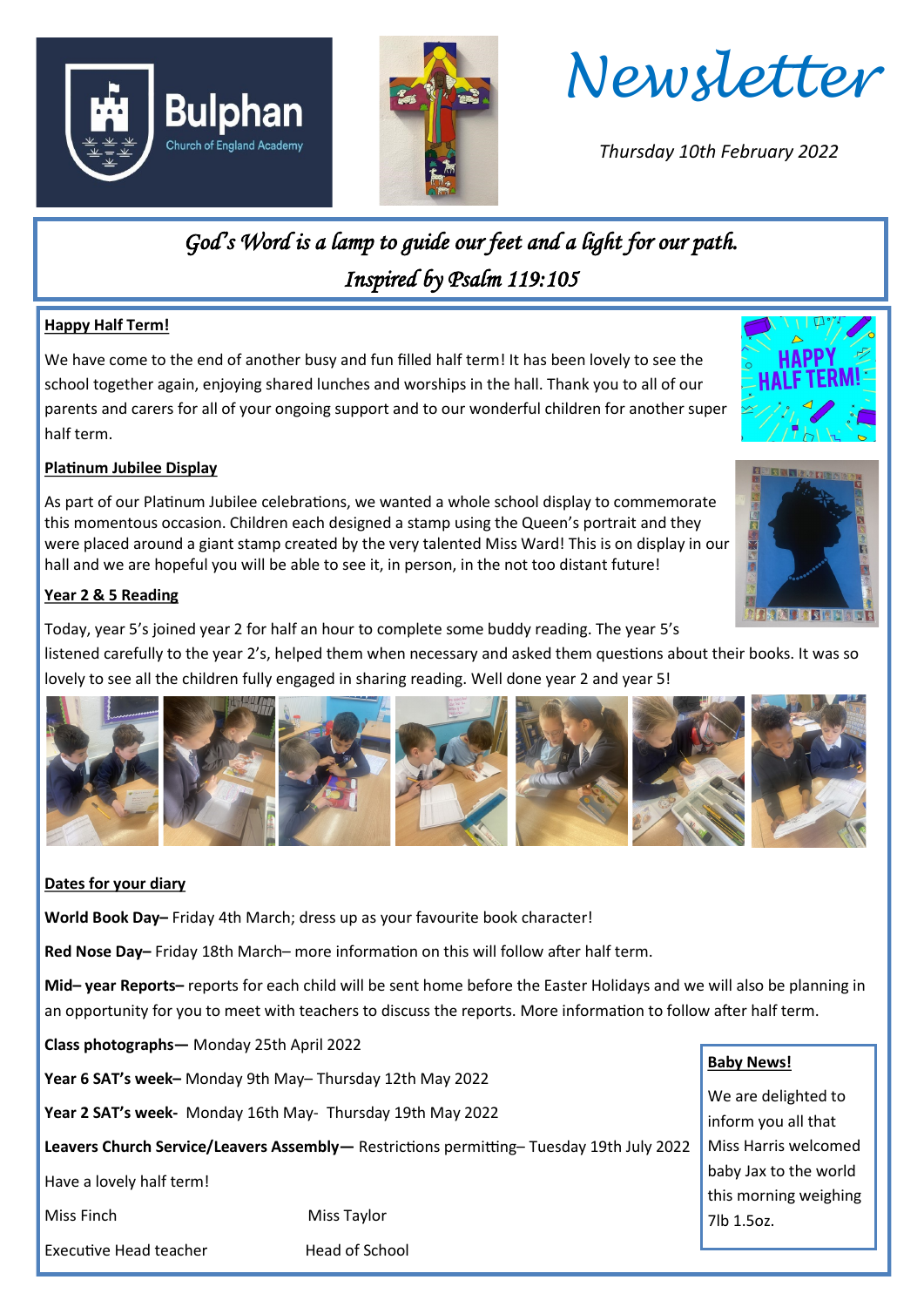Bulphan Church of England Academy

# Newsletter

*Thursday 10th February 2022*

*God's Word is a lamp to guide our feet and a light for our path.*
*Inspired by Psalm 119:105*

**Happy Half Term!**

We have come to the end of another busy and fun filled half term! It has been lovely to see the school together again, enjoying shared lunches and worships in the hall. Thank you to all of our parents and carers for all of your ongoing support and to our wonderful children for another super half term.

**Platinum Jubilee Display**

As part of our Platinum Jubilee celebrations, we wanted a whole school display to commemorate this momentous occasion. Children each designed a stamp using the Queen's portrait and they were placed around a giant stamp created by the very talented Miss Ward! This is on display in our hall and we are hopeful you will be able to see it, in person, in the not too distant future!

**Year 2 & 5 Reading**

Today, year 5's joined year 2 for half an hour to complete some buddy reading. The year 5's listened carefully to the year 2's, helped them when necessary and asked them questions about their books. It was so lovely to see all the children fully engaged in sharing reading. Well done year 2 and year 5!

**Dates for your diary**

**World Book Day–** Friday 4th March; dress up as your favourite book character!

**Red Nose Day–** Friday 18th March– more information on this will follow after half term.

**Mid– year Reports–** reports for each child will be sent home before the Easter Holidays and we will also be planning in an opportunity for you to meet with teachers to discuss the reports. More information to follow after half term.

**Class photographs—** Monday 25th April 2022

**Year 6 SAT's week–** Monday 9th May– Thursday 12th May 2022

**Year 2 SAT's week-** Monday 16th May- Thursday 19th May 2022

**Leavers Church Service/Leavers Assembly—** Restrictions permitting– Tuesday 19th July 2022

Have a lovely half term!

Miss Finch — Executive Head teacher

Miss Taylor — Head of School

**Baby News!**

We are delighted to inform you all that Miss Harris welcomed baby Jax to the world this morning weighing 7lb 1.5oz.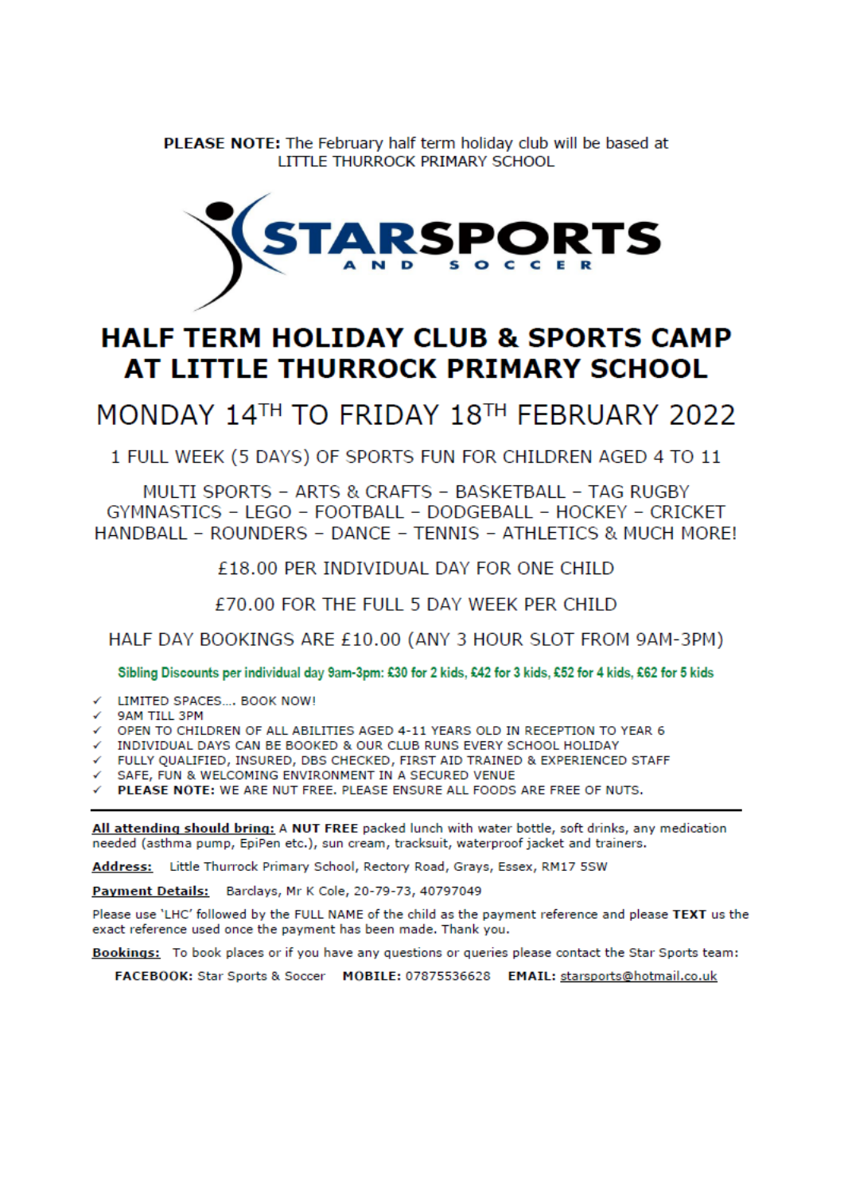**PLEASE NOTE:** The February half term holiday club will be based at LITTLE THURROCK PRIMARY SCHOOL

STARSPORTS AND SOCCER

# HALF TERM HOLIDAY CLUB & SPORTS CAMP AT LITTLE THURROCK PRIMARY SCHOOL

## MONDAY 14TH TO FRIDAY 18TH FEBRUARY 2022

1 FULL WEEK (5 DAYS) OF SPORTS FUN FOR CHILDREN AGED 4 TO 11

MULTI SPORTS – ARTS & CRAFTS – BASKETBALL – TAG RUGBY
GYMNASTICS – LEGO – FOOTBALL – DODGEBALL – HOCKEY – CRICKET
HANDBALL – ROUNDERS – DANCE – TENNIS – ATHLETICS & MUCH MORE!

£18.00 PER INDIVIDUAL DAY FOR ONE CHILD

£70.00 FOR THE FULL 5 DAY WEEK PER CHILD

HALF DAY BOOKINGS ARE £10.00 (ANY 3 HOUR SLOT FROM 9AM-3PM)

**Sibling Discounts per individual day 9am-3pm: £30 for 2 kids, £42 for 3 kids, £52 for 4 kids, £62 for 5 kids**

- ✓ LIMITED SPACES…. BOOK NOW!
- ✓ 9AM TILL 3PM
- ✓ OPEN TO CHILDREN OF ALL ABILITIES AGED 4-11 YEARS OLD IN RECEPTION TO YEAR 6
- ✓ INDIVIDUAL DAYS CAN BE BOOKED & OUR CLUB RUNS EVERY SCHOOL HOLIDAY
- ✓ FULLY QUALIFIED, INSURED, DBS CHECKED, FIRST AID TRAINED & EXPERIENCED STAFF
- ✓ SAFE, FUN & WELCOMING ENVIRONMENT IN A SECURED VENUE
- ✓ **PLEASE NOTE:** WE ARE NUT FREE. PLEASE ENSURE ALL FOODS ARE FREE OF NUTS.

---

**All attending should bring:** A **NUT FREE** packed lunch with water bottle, soft drinks, any medication needed (asthma pump, EpiPen etc.), sun cream, tracksuit, waterproof jacket and trainers.

**Address:** Little Thurrock Primary School, Rectory Road, Grays, Essex, RM17 5SW

**Payment Details:** Barclays, Mr K Cole, 20-79-73, 40797049

Please use 'LHC' followed by the FULL NAME of the child as the payment reference and please **TEXT** us the exact reference used once the payment has been made. Thank you.

**Bookings:** To book places or if you have any questions or queries please contact the Star Sports team:

**FACEBOOK:** Star Sports & Soccer **MOBILE:** 07875536628 **EMAIL:** starsports@hotmail.co.uk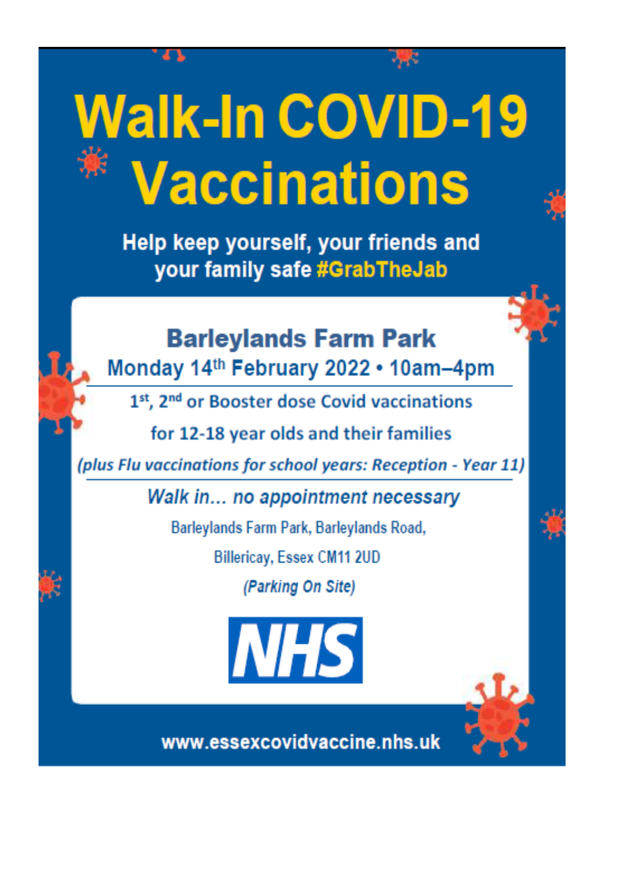# Walk-In COVID-19 Vaccinations

**Help keep yourself, your friends and your family safe #GrabTheJab**

## Barleylands Farm Park

**Monday 14th February 2022 • 10am–4pm**

**1st, 2nd or Booster dose Covid vaccinations**

**for 12-18 year olds and their families**

***(plus Flu vaccinations for school years: Reception - Year 11)***

***Walk in... no appointment necessary***

Barleylands Farm Park, Barleylands Road,

Billericay, Essex CM11 2UD

*(Parking On Site)*

NHS

**www.essexcovidvaccine.nhs.uk**